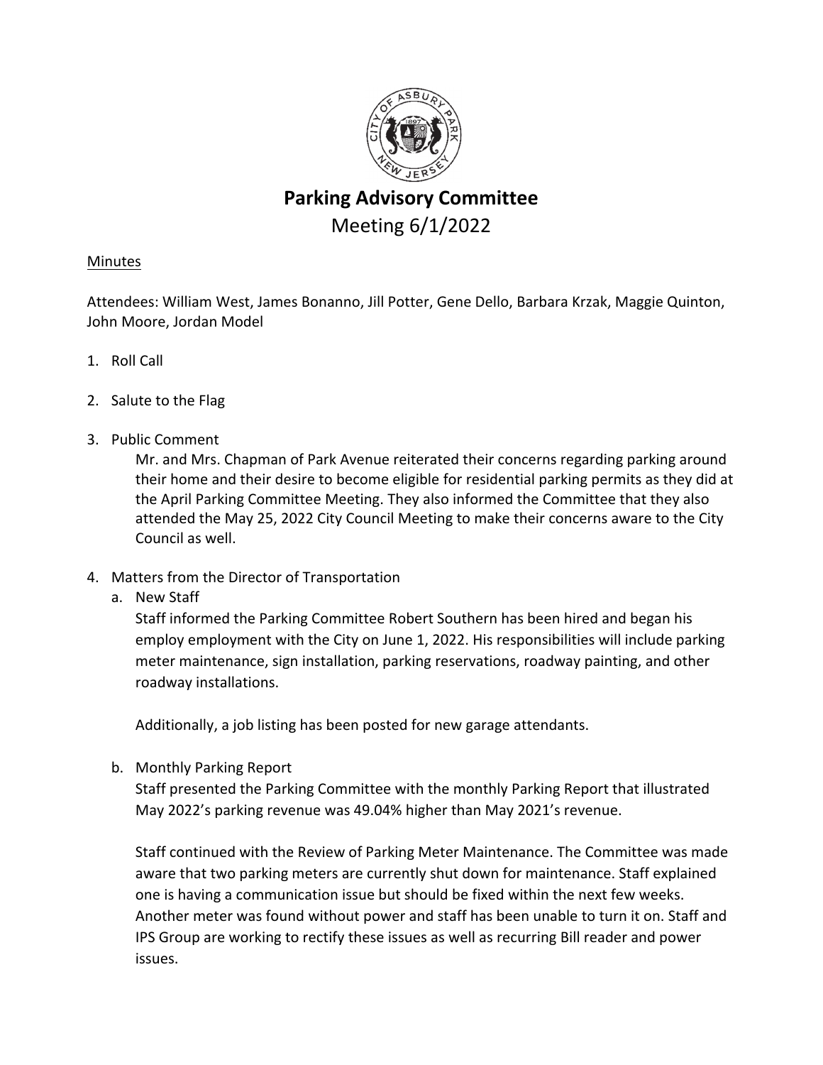# Parking Advisory Committee

## Meeting 6/1/2022

Minutes

Attendees: William West, James Bonanno, Jill Potter, Gene Dello, Barbara Krzak, Maggie Quinton, John Moore, Jordan Model

1. Roll Call

2. Salute to the Flag

3. Public Comment

   Mr. and Mrs. Chapman of Park Avenue reiterated their concerns regarding parking around their home and their desire to become eligible for residential parking permits as they did at the April Parking Committee Meeting. They also informed the Committee that they also attended the May 25, 2022 City Council Meeting to make their concerns aware to the City Council as well.

4. Matters from the Director of Transportation

   a. New Staff

      Staff informed the Parking Committee Robert Southern has been hired and began his employ employment with the City on June 1, 2022. His responsibilities will include parking meter maintenance, sign installation, parking reservations, roadway painting, and other roadway installations.

      Additionally, a job listing has been posted for new garage attendants.

   b. Monthly Parking Report

      Staff presented the Parking Committee with the monthly Parking Report that illustrated May 2022's parking revenue was 49.04% higher than May 2021's revenue.

      Staff continued with the Review of Parking Meter Maintenance. The Committee was made aware that two parking meters are currently shut down for maintenance. Staff explained one is having a communication issue but should be fixed within the next few weeks. Another meter was found without power and staff has been unable to turn it on. Staff and IPS Group are working to rectify these issues as well as recurring Bill reader and power issues.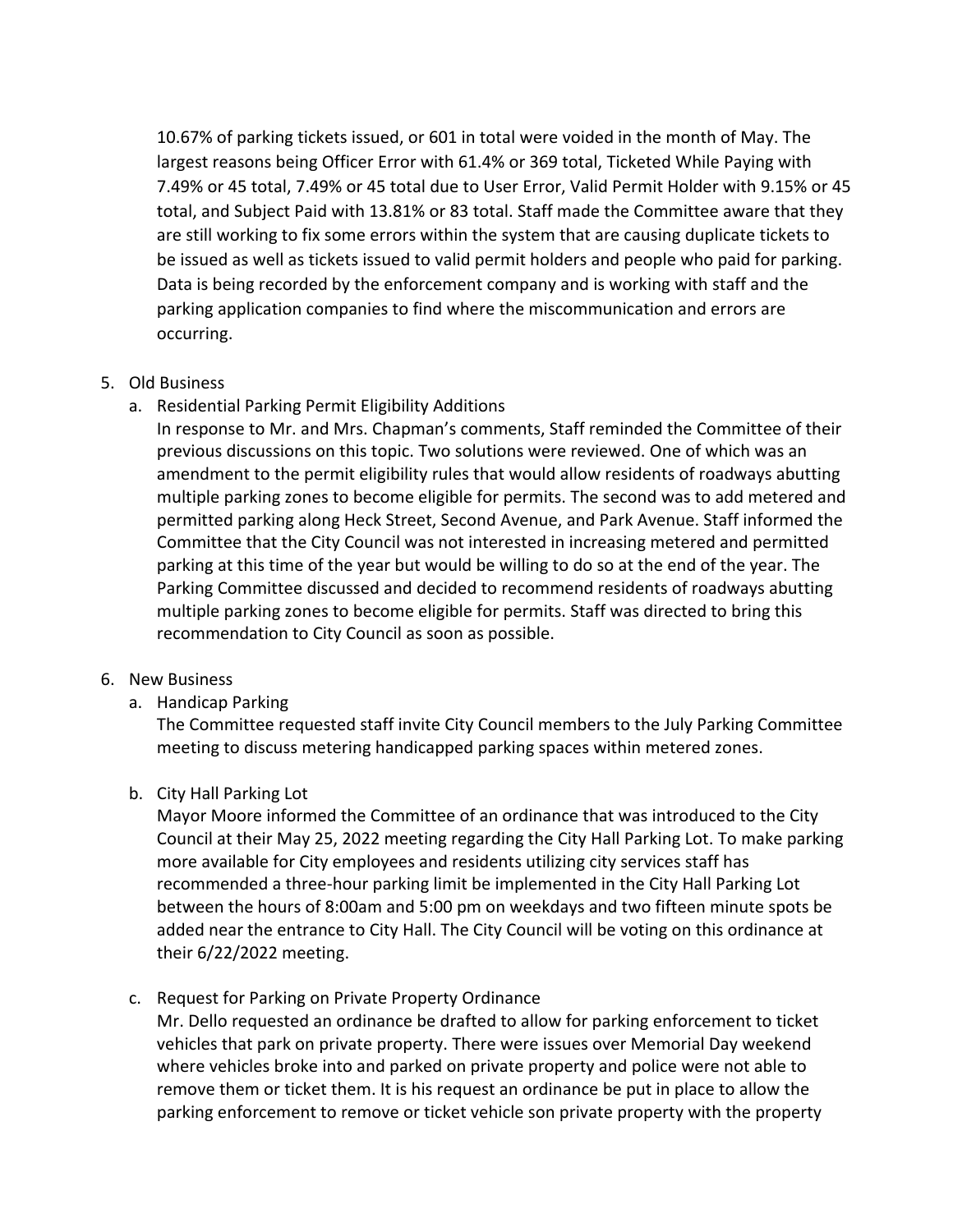10.67% of parking tickets issued, or 601 in total were voided in the month of May. The largest reasons being Officer Error with 61.4% or 369 total, Ticketed While Paying with 7.49% or 45 total, 7.49% or 45 total due to User Error, Valid Permit Holder with 9.15% or 45 total, and Subject Paid with 13.81% or 83 total. Staff made the Committee aware that they are still working to fix some errors within the system that are causing duplicate tickets to be issued as well as tickets issued to valid permit holders and people who paid for parking. Data is being recorded by the enforcement company and is working with staff and the parking application companies to find where the miscommunication and errors are occurring.

5. Old Business
   a. Residential Parking Permit Eligibility Additions
      In response to Mr. and Mrs. Chapman's comments, Staff reminded the Committee of their previous discussions on this topic. Two solutions were reviewed. One of which was an amendment to the permit eligibility rules that would allow residents of roadways abutting multiple parking zones to become eligible for permits. The second was to add metered and permitted parking along Heck Street, Second Avenue, and Park Avenue. Staff informed the Committee that the City Council was not interested in increasing metered and permitted parking at this time of the year but would be willing to do so at the end of the year. The Parking Committee discussed and decided to recommend residents of roadways abutting multiple parking zones to become eligible for permits. Staff was directed to bring this recommendation to City Council as soon as possible.

6. New Business
   a. Handicap Parking
      The Committee requested staff invite City Council members to the July Parking Committee meeting to discuss metering handicapped parking spaces within metered zones.

   b. City Hall Parking Lot
      Mayor Moore informed the Committee of an ordinance that was introduced to the City Council at their May 25, 2022 meeting regarding the City Hall Parking Lot. To make parking more available for City employees and residents utilizing city services staff has recommended a three-hour parking limit be implemented in the City Hall Parking Lot between the hours of 8:00am and 5:00 pm on weekdays and two fifteen minute spots be added near the entrance to City Hall. The City Council will be voting on this ordinance at their 6/22/2022 meeting.

   c. Request for Parking on Private Property Ordinance
      Mr. Dello requested an ordinance be drafted to allow for parking enforcement to ticket vehicles that park on private property. There were issues over Memorial Day weekend where vehicles broke into and parked on private property and police were not able to remove them or ticket them. It is his request an ordinance be put in place to allow the parking enforcement to remove or ticket vehicle son private property with the property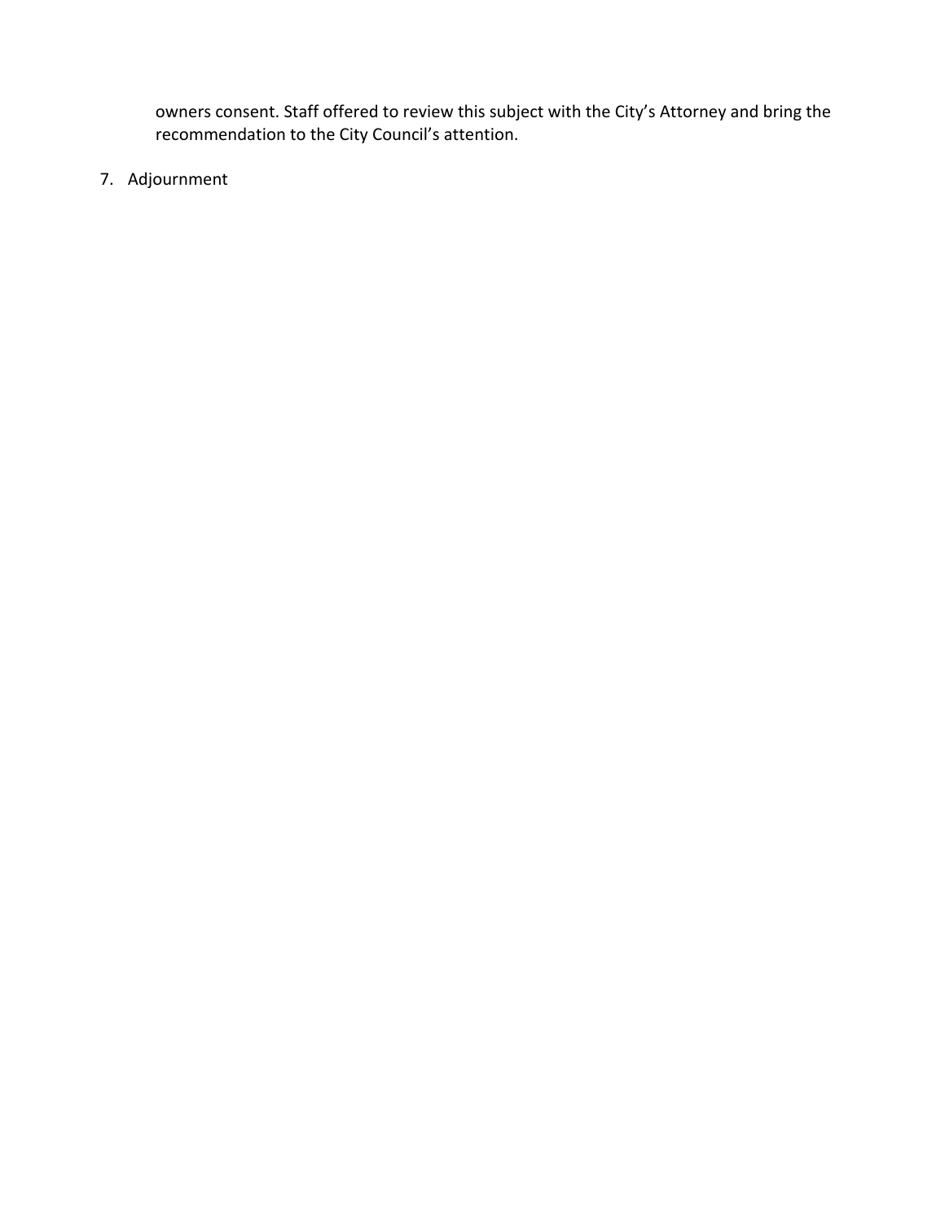owners consent. Staff offered to review this subject with the City's Attorney and bring the recommendation to the City Council's attention.

7. Adjournment